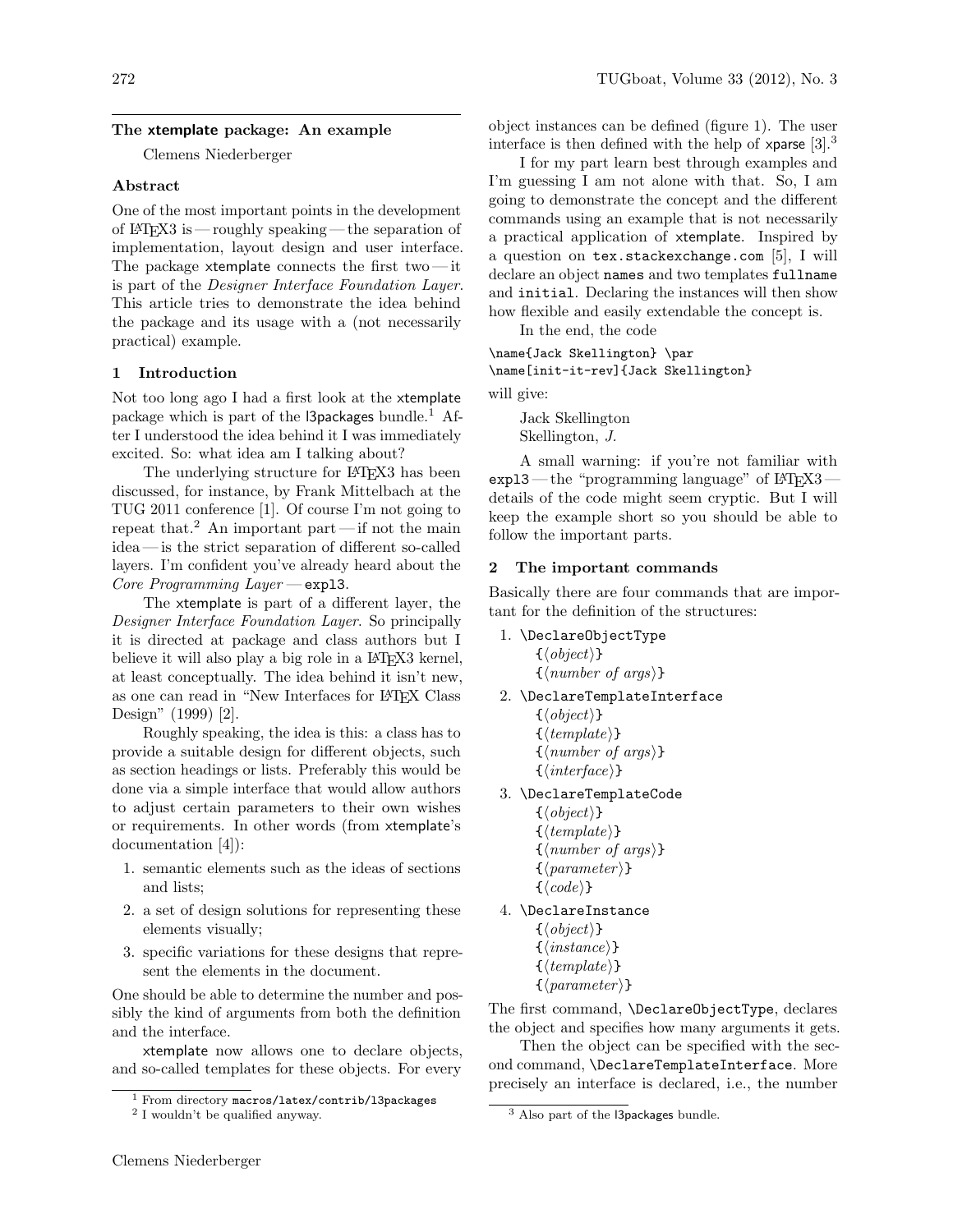## The xtemplate package: An example

Clemens Niederberger

### Abstract

One of the most important points in the development of LaTeX3 is — roughly speaking — the separation of implementation, layout design and user interface. The package xtemplate connects the first two — it is part of the *Designer Interface Foundation Layer*. This article tries to demonstrate the idea behind the package and its usage with a (not necessarily practical) example.

### 1 Introduction

Not too long ago I had a first look at the xtemplate package which is part of the l3packages bundle.[1] After I understood the idea behind it I was immediately excited. So: what idea am I talking about?

The underlying structure for LaTeX3 has been discussed, for instance, by Frank Mittelbach at the TUG 2011 conference [1]. Of course I'm not going to repeat that.[2] An important part — if not the main idea — is the strict separation of different so-called layers. I'm confident you've already heard about the *Core Programming Layer* — `expl3`.

The xtemplate is part of a different layer, the *Designer Interface Foundation Layer*. So principally it is directed at package and class authors but I believe it will also play a big role in a LaTeX3 kernel, at least conceptually. The idea behind it isn't new, as one can read in "New Interfaces for LaTeX Class Design" (1999) [2].

Roughly speaking, the idea is this: a class has to provide a suitable design for different objects, such as section headings or lists. Preferably this would be done via a simple interface that would allow authors to adjust certain parameters to their own wishes or requirements. In other words (from xtemplate's documentation [4]):

1. semantic elements such as the ideas of sections and lists;
2. a set of design solutions for representing these elements visually;
3. specific variations for these designs that represent the elements in the document.

One should be able to determine the number and possibly the kind of arguments from both the definition and the interface.

xtemplate now allows one to declare objects, and so-called templates for these objects. For every object instances can be defined (figure 1). The user interface is then defined with the help of xparse [3].[3]

I for my part learn best through examples and I'm guessing I am not alone with that. So, I am going to demonstrate the concept and the different commands using an example that is not necessarily a practical application of xtemplate. Inspired by a question on `tex.stackexchange.com` [5], I will declare an object `names` and two templates `fullname` and `initial`. Declaring the instances will then show how flexible and easily extendable the concept is.

In the end, the code

```
\name{Jack Skellington} \par
\name[init-it-rev]{Jack Skellington}
```

will give:

> Jack Skellington
> Skellington, *J.*

A small warning: if you're not familiar with `expl3` — the "programming language" of LaTeX3 — details of the code might seem cryptic. But I will keep the example short so you should be able to follow the important parts.

### 2 The important commands

Basically there are four commands that are important for the definition of the structures:

1. `\DeclareObjectType`
   `{`⟨*object*⟩`}`
   `{`⟨*number of args*⟩`}`
2. `\DeclareTemplateInterface`
   `{`⟨*object*⟩`}`
   `{`⟨*template*⟩`}`
   `{`⟨*number of args*⟩`}`
   `{`⟨*interface*⟩`}`
3. `\DeclareTemplateCode`
   `{`⟨*object*⟩`}`
   `{`⟨*template*⟩`}`
   `{`⟨*number of args*⟩`}`
   `{`⟨*parameter*⟩`}`
   `{`⟨*code*⟩`}`
4. `\DeclareInstance`
   `{`⟨*object*⟩`}`
   `{`⟨*instance*⟩`}`
   `{`⟨*template*⟩`}`
   `{`⟨*parameter*⟩`}`

The first command, `\DeclareObjectType`, declares the object and specifies how many arguments it gets.

Then the object can be specified with the second command, `\DeclareTemplateInterface`. More precisely an interface is declared, i.e., the number

---

[1] From directory `macros/latex/contrib/l3packages`

[2] I wouldn't be qualified anyway.

[3] Also part of the l3packages bundle.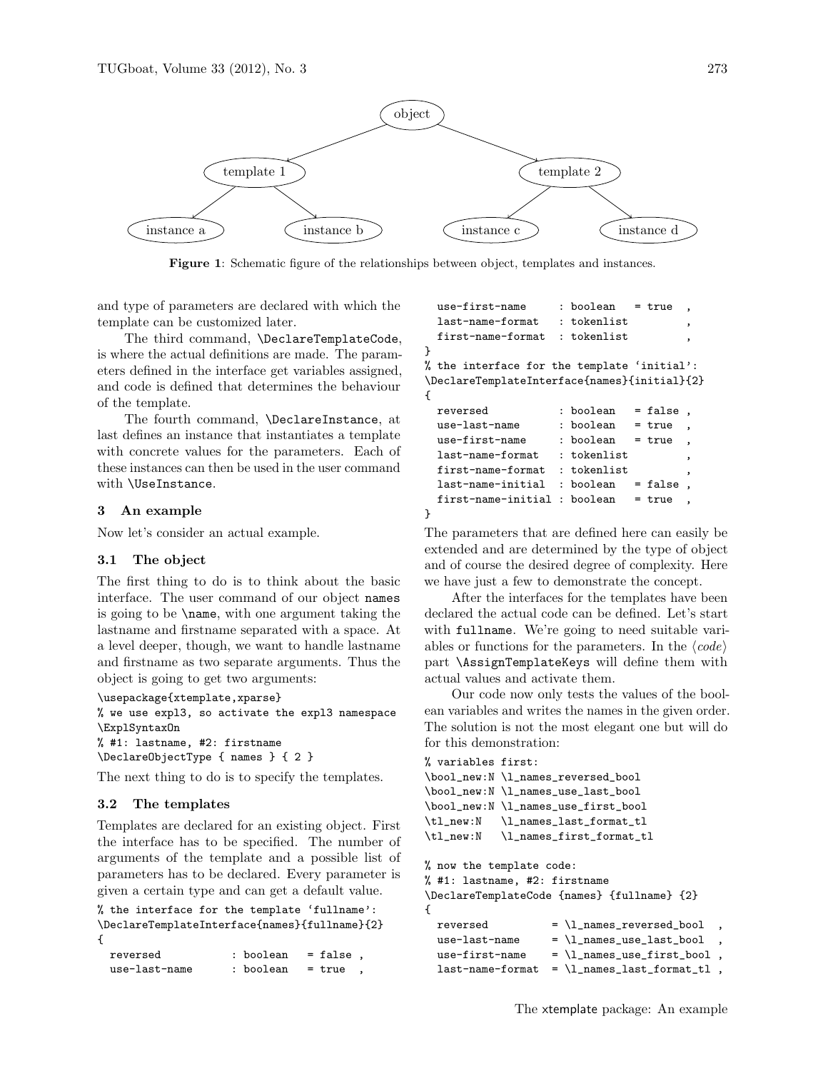Figure 1: Schematic figure of the relationships between object, templates and instances.

and type of parameters are declared with which the template can be customized later.

The third command, `\DeclareTemplateCode`, is where the actual definitions are made. The parameters defined in the interface get variables assigned, and code is defined that determines the behaviour of the template.

The fourth command, `\DeclareInstance`, at last defines an instance that instantiates a template with concrete values for the parameters. Each of these instances can then be used in the user command with `\UseInstance`.

## 3 An example

Now let's consider an actual example.

### 3.1 The object

The first thing to do is to think about the basic interface. The user command of our object `names` is going to be `\name`, with one argument taking the lastname and firstname separated with a space. At a level deeper, though, we want to handle lastname and firstname as two separate arguments. Thus the object is going to get two arguments:

```
\usepackage{xtemplate,xparse}
% we use expl3, so activate the expl3 namespace
\ExplSyntaxOn
% #1: lastname, #2: firstname
\DeclareObjectType { names } { 2 }
```

The next thing to do is to specify the templates.

### 3.2 The templates

Templates are declared for an existing object. First the interface has to be specified. The number of arguments of the template and a possible list of parameters has to be declared. Every parameter is given a certain type and can get a default value.

```
% the interface for the template 'fullname':
\DeclareTemplateInterface{names}{fullname}{2}
{
  reversed           : boolean   = false ,
  use-last-name      : boolean   = true  ,
  use-first-name     : boolean   = true  ,
  last-name-format   : tokenlist         ,
  first-name-format  : tokenlist         ,
}
% the interface for the template 'initial':
\DeclareTemplateInterface{names}{initial}{2}
{
  reversed           : boolean   = false ,
  use-last-name      : boolean   = true  ,
  use-first-name     : boolean   = true  ,
  last-name-format   : tokenlist         ,
  first-name-format  : tokenlist         ,
  last-name-initial  : boolean   = false ,
  first-name-initial : boolean   = true  ,
}
```

The parameters that are defined here can easily be extended and are determined by the type of object and of course the desired degree of complexity. Here we have just a few to demonstrate the concept.

After the interfaces for the templates have been declared the actual code can be defined. Let's start with `fullname`. We're going to need suitable variables or functions for the parameters. In the ⟨*code*⟩ part `\AssignTemplateKeys` will define them with actual values and activate them.

Our code now only tests the values of the boolean variables and writes the names in the given order. The solution is not the most elegant one but will do for this demonstration:

```
% variables first:
\bool_new:N \l_names_reversed_bool
\bool_new:N \l_names_use_last_bool
\bool_new:N \l_names_use_first_bool
\tl_new:N   \l_names_last_format_tl
\tl_new:N   \l_names_first_format_tl

% now the template code:
% #1: lastname, #2: firstname
\DeclareTemplateCode {names} {fullname} {2}
{
  reversed          = \l_names_reversed_bool  ,
  use-last-name     = \l_names_use_last_bool  ,
  use-first-name    = \l_names_use_first_bool ,
  last-name-format  = \l_names_last_format_tl ,
```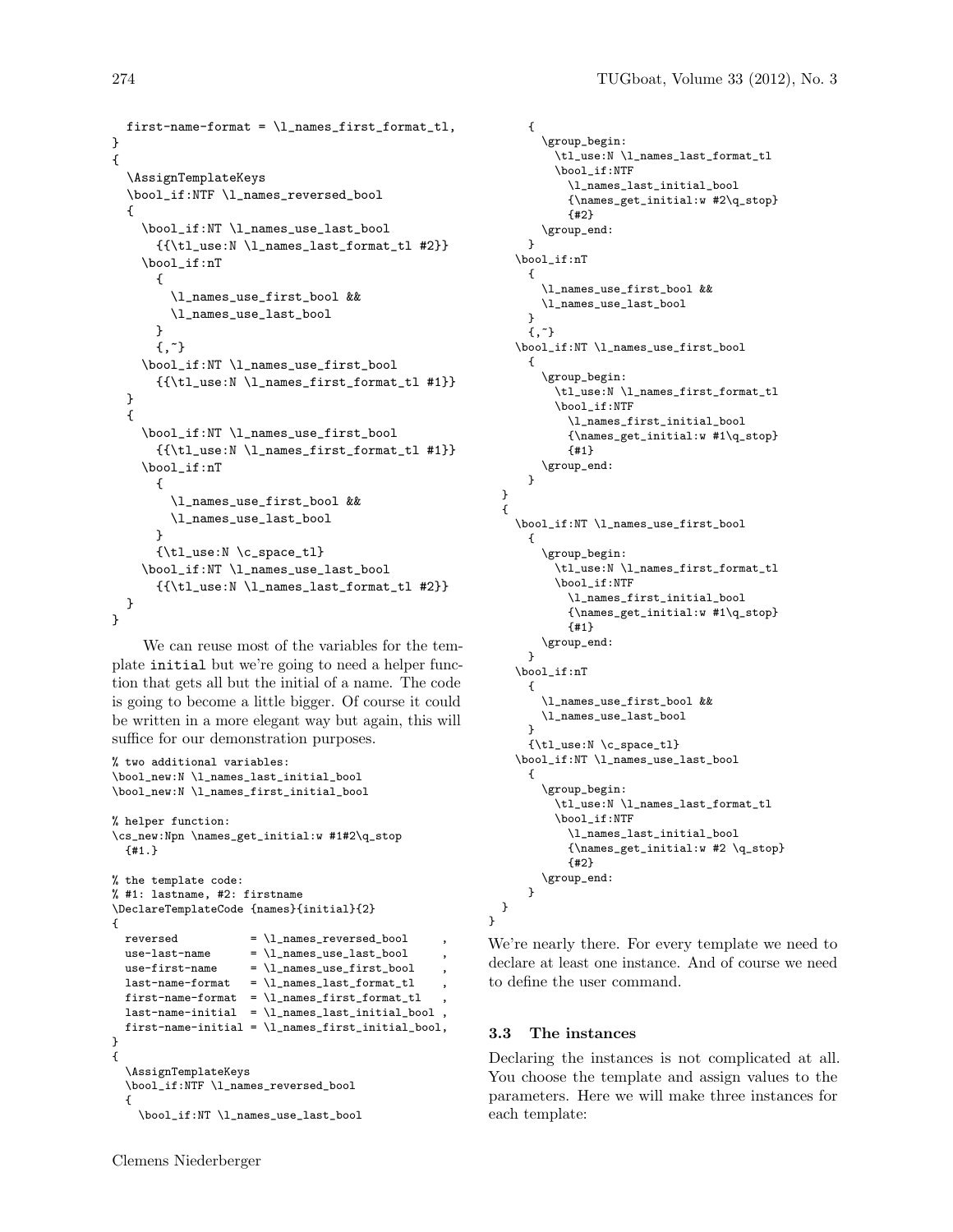```
  first-name-format = \l_names_first_format_tl,
}
{
  \AssignTemplateKeys
  \bool_if:NTF \l_names_reversed_bool
  {
    \bool_if:NT \l_names_use_last_bool
      {{\tl_use:N \l_names_last_format_tl #2}}
    \bool_if:nT
      {
        \l_names_use_first_bool &&
        \l_names_use_last_bool
      }
      {,~}
    \bool_if:NT \l_names_use_first_bool
      {{\tl_use:N \l_names_first_format_tl #1}}
  }
  {
    \bool_if:NT \l_names_use_first_bool
      {{\tl_use:N \l_names_first_format_tl #1}}
    \bool_if:nT
      {
        \l_names_use_first_bool &&
        \l_names_use_last_bool
      }
      {\tl_use:N \c_space_tl}
    \bool_if:NT \l_names_use_last_bool
      {{\tl_use:N \l_names_last_format_tl #2}}
  }
}
```

We can reuse most of the variables for the template `initial` but we're going to need a helper function that gets all but the initial of a name. The code is going to become a little bigger. Of course it could be written in a more elegant way but again, this will suffice for our demonstration purposes.

```
% two additional variables:
\bool_new:N \l_names_last_initial_bool
\bool_new:N \l_names_first_initial_bool

% helper function:
\cs_new:Npn \names_get_initial:w #1#2\q_stop
  {#1.}

% the template code:
% #1: lastname, #2: firstname
\DeclareTemplateCode {names}{initial}{2}
{
  reversed           = \l_names_reversed_bool      ,
  use-last-name      = \l_names_use_last_bool      ,
  use-first-name     = \l_names_use_first_bool     ,
  last-name-format   = \l_names_last_format_tl     ,
  first-name-format  = \l_names_first_format_tl    ,
  last-name-initial  = \l_names_last_initial_bool  ,
  first-name-initial = \l_names_first_initial_bool,
}
{
  \AssignTemplateKeys
  \bool_if:NTF \l_names_reversed_bool
  {
    \bool_if:NT \l_names_use_last_bool
      {
        \group_begin:
          \tl_use:N \l_names_last_format_tl
          \bool_if:NTF
            \l_names_last_initial_bool
            {\names_get_initial:w #2\q_stop}
            {#2}
        \group_end:
      }
    \bool_if:nT
      {
        \l_names_use_first_bool &&
        \l_names_use_last_bool
      }
      {,~}
    \bool_if:NT \l_names_use_first_bool
      {
        \group_begin:
          \tl_use:N \l_names_first_format_tl
          \bool_if:NTF
            \l_names_first_initial_bool
            {\names_get_initial:w #1\q_stop}
            {#1}
        \group_end:
      }
  }
  {
    \bool_if:NT \l_names_use_first_bool
      {
        \group_begin:
          \tl_use:N \l_names_first_format_tl
          \bool_if:NTF
            \l_names_first_initial_bool
            {\names_get_initial:w #1\q_stop}
            {#1}
        \group_end:
      }
    \bool_if:nT
      {
        \l_names_use_first_bool &&
        \l_names_use_last_bool
      }
      {\tl_use:N \c_space_tl}
    \bool_if:NT \l_names_use_last_bool
      {
        \group_begin:
          \tl_use:N \l_names_last_format_tl
          \bool_if:NTF
            \l_names_last_initial_bool
            {\names_get_initial:w #2 \q_stop}
            {#2}
        \group_end:
      }
  }
}
```

We're nearly there. For every template we need to declare at least one instance. And of course we need to define the user command.

### 3.3 The instances

Declaring the instances is not complicated at all. You choose the template and assign values to the parameters. Here we will make three instances for each template: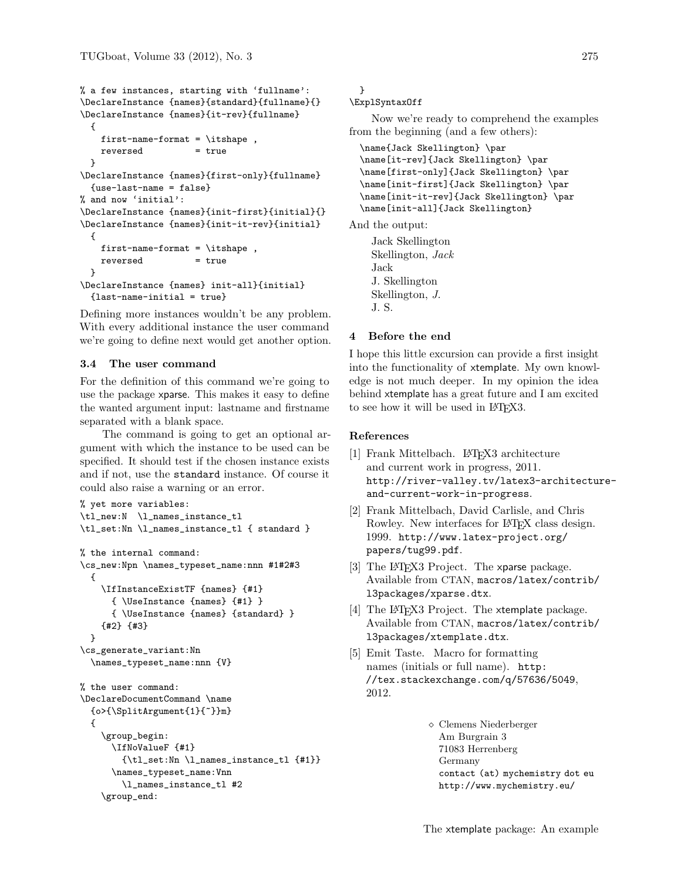```
% a few instances, starting with 'fullname':
\DeclareInstance {names}{standard}{fullname}{}
\DeclareInstance {names}{it-rev}{fullname}
  {
    first-name-format = \itshape ,
    reversed          = true
  }
\DeclareInstance {names}{first-only}{fullname}
  {use-last-name = false}
% and now 'initial':
\DeclareInstance {names}{init-first}{initial}{}
\DeclareInstance {names}{init-it-rev}{initial}
  {
    first-name-format = \itshape ,
    reversed          = true
  }
\DeclareInstance {names} init-all}{initial}
  {last-name-initial = true}
```

Defining more instances wouldn't be any problem. With every additional instance the user command we're going to define next would get another option.

### 3.4 The user command

For the definition of this command we're going to use the package xparse. This makes it easy to define the wanted argument input: lastname and firstname separated with a blank space.

The command is going to get an optional argument with which the instance to be used can be specified. It should test if the chosen instance exists and if not, use the `standard` instance. Of course it could also raise a warning or an error.

```
% yet more variables:
\tl_new:N  \l_names_instance_tl
\tl_set:Nn \l_names_instance_tl { standard }

% the internal command:
\cs_new:Npn \names_typeset_name:nnn #1#2#3
  {
    \IfInstanceExistTF {names} {#1}
      { \UseInstance {names} {#1} }
      { \UseInstance {names} {standard} }
    {#2} {#3}
  }
\cs_generate_variant:Nn
  \names_typeset_name:nnn {V}

% the user command:
\DeclareDocumentCommand \name
  {o>{\SplitArgument{1}{~}}m}
  {
    \group_begin:
      \IfNoValueF {#1}
        {\tl_set:Nn \l_names_instance_tl {#1}}
      \names_typeset_name:Vnn
        \l_names_instance_tl #2
    \group_end:
  }
\ExplSyntaxOff
```

Now we're ready to comprehend the examples from the beginning (and a few others):

```
\name{Jack Skellington} \par
\name[it-rev]{Jack Skellington} \par
\name[first-only]{Jack Skellington} \par
\name[init-first]{Jack Skellington} \par
\name[init-it-rev]{Jack Skellington} \par
\name[init-all]{Jack Skellington}
```

And the output:

Jack Skellington  
Skellington, *Jack*  
Jack  
J. Skellington  
Skellington, *J.*  
J. S.

## 4 Before the end

I hope this little excursion can provide a first insight into the functionality of xtemplate. My own knowledge is not much deeper. In my opinion the idea behind xtemplate has a great future and I am excited to see how it will be used in LaTeX3.

### References

[1] Frank Mittelbach. LaTeX3 architecture and current work in progress, 2011. `http://river-valley.tv/latex3-architecture-and-current-work-in-progress`.

[2] Frank Mittelbach, David Carlisle, and Chris Rowley. New interfaces for LaTeX class design. 1999. `http://www.latex-project.org/papers/tug99.pdf`.

[3] The LaTeX3 Project. The xparse package. Available from CTAN, `macros/latex/contrib/l3packages/xparse.dtx`.

[4] The LaTeX3 Project. The xtemplate package. Available from CTAN, `macros/latex/contrib/l3packages/xtemplate.dtx`.

[5] Emit Taste. Macro for formatting names (initials or full name). `http://tex.stackexchange.com/q/57636/5049`, 2012.

⋄ Clemens Niederberger  
Am Burgrain 3  
71083 Herrenberg  
Germany  
`contact (at) mychemistry dot eu`  
`http://www.mychemistry.eu/`